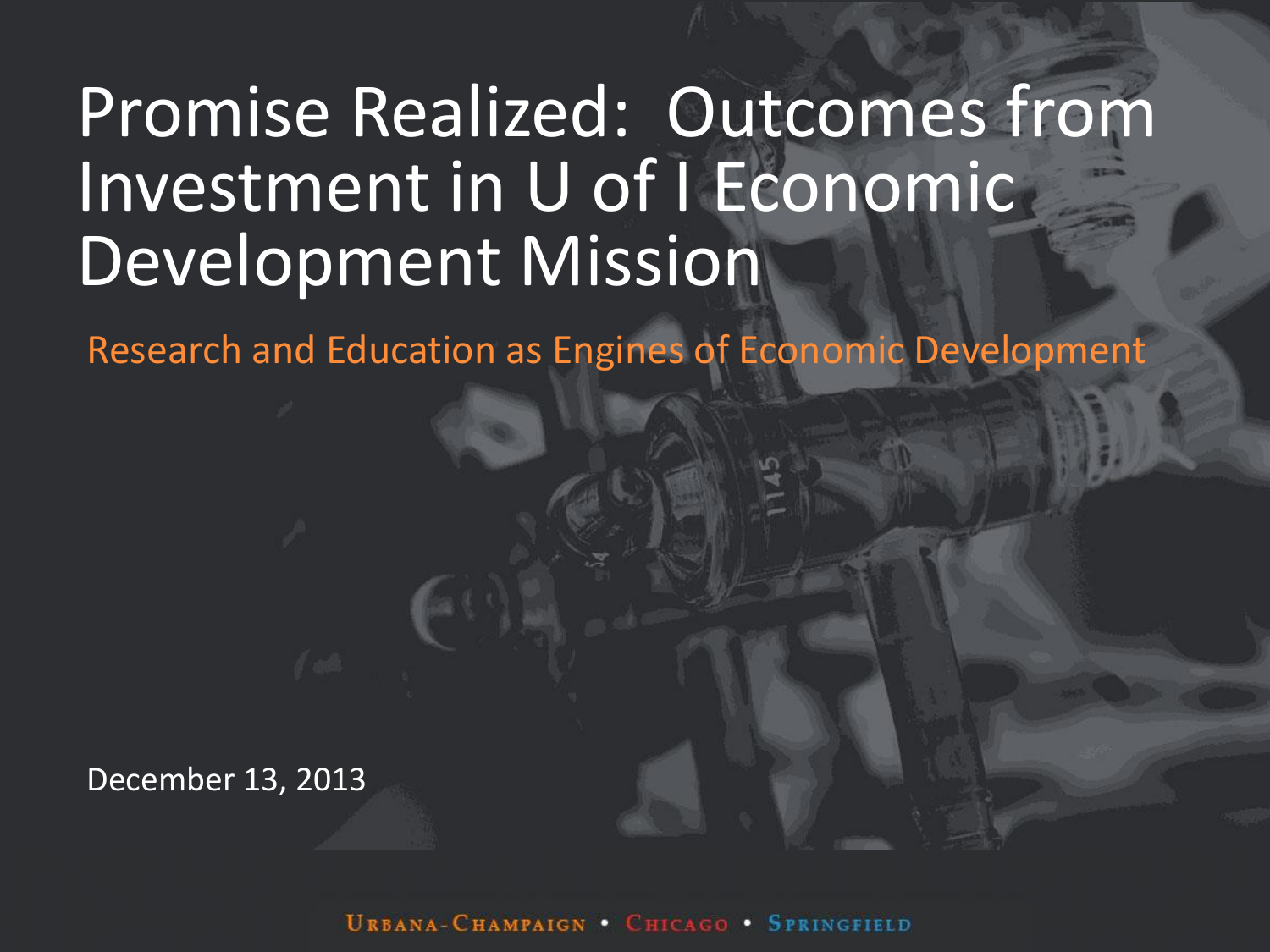# Promise Realized: Outcomes from Investment in U of I Economic Development Mission

## Research and Education as Engines of Economic Development

December 13, 2013

URBANA-CHAMPAIGN • CHICAGO • SPRINGFIELD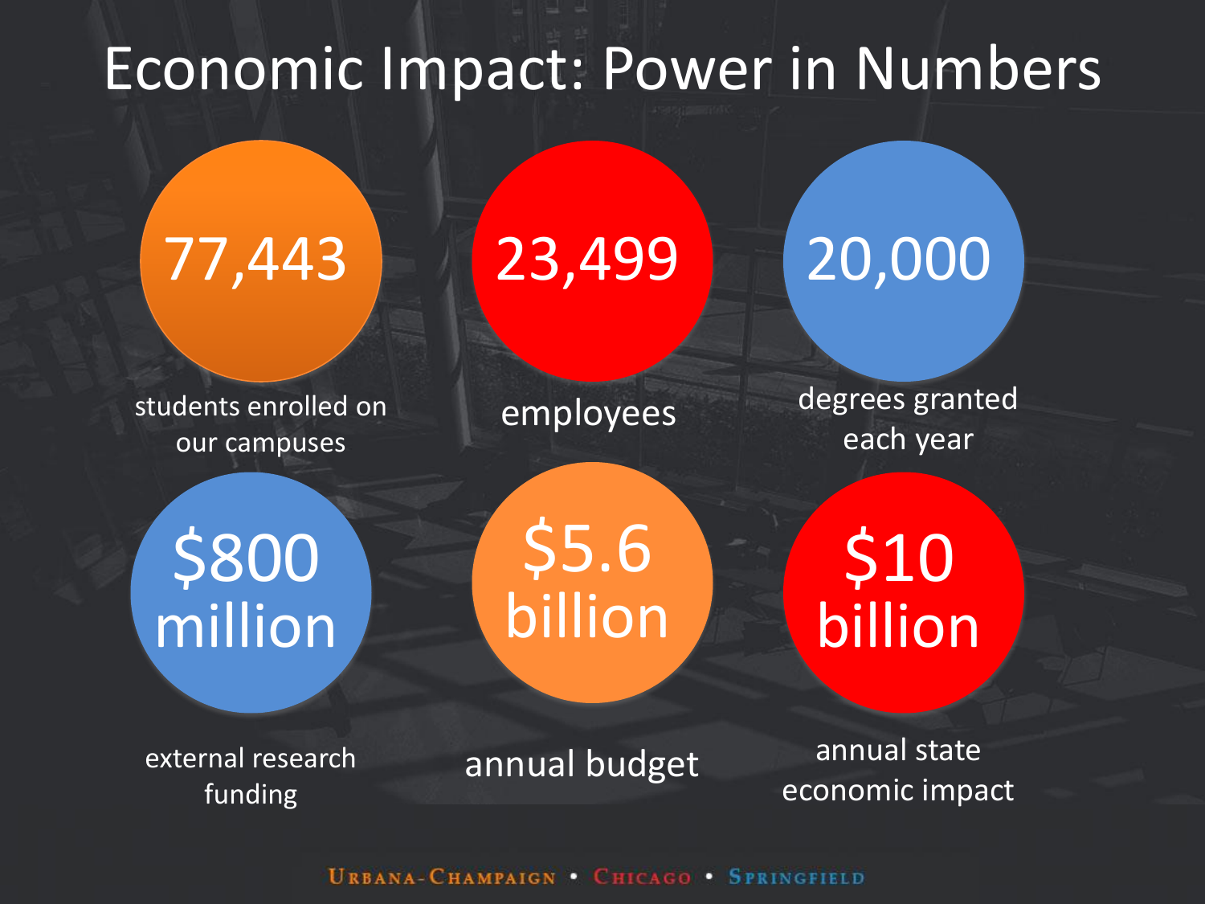# Economic Impact: Power in Numbers

**77,443**
students enrolled on our campuses

**23,499**
employees

**20,000**
degrees granted each year

**$800 million**
external research funding

**$5.6 billion**
annual budget

**$10 billion**
annual state economic impact

Urbana-Champaign • Chicago • Springfield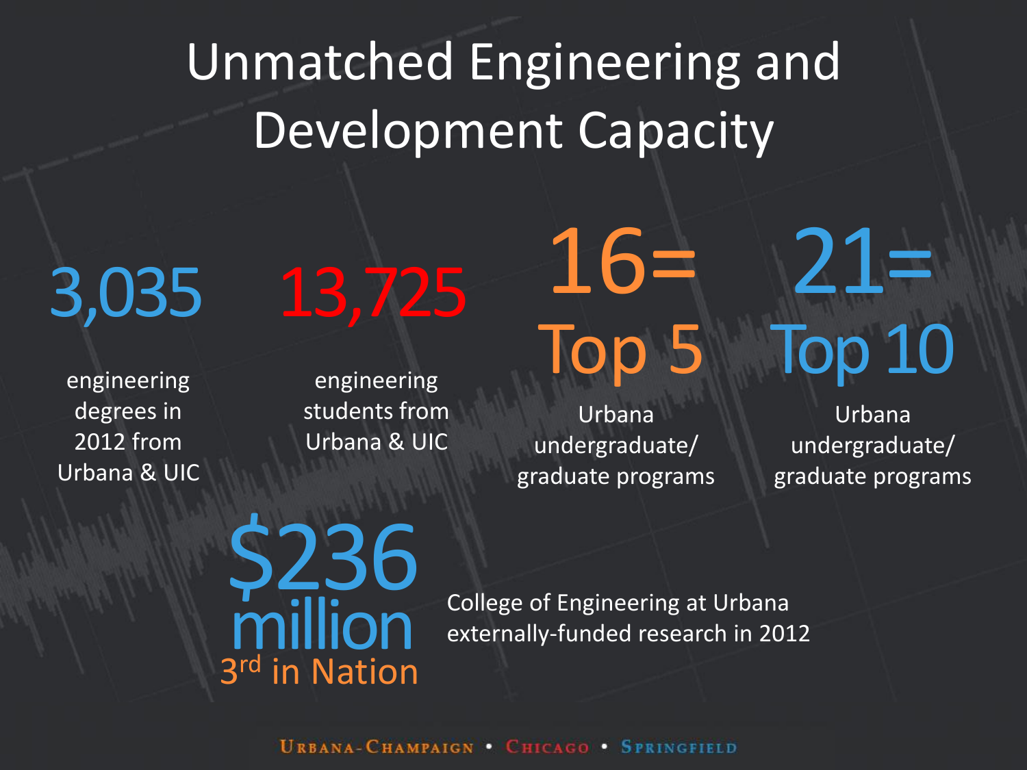# Unmatched Engineering and Development Capacity

**3,035**

engineering degrees in 2012 from Urbana & UIC

**13,725**

engineering students from Urbana & UIC

**16= Top 5**

Urbana undergraduate/ graduate programs

**21= Top 10**

Urbana undergraduate/ graduate programs

**$236 million**

**3rd in Nation**

College of Engineering at Urbana externally-funded research in 2012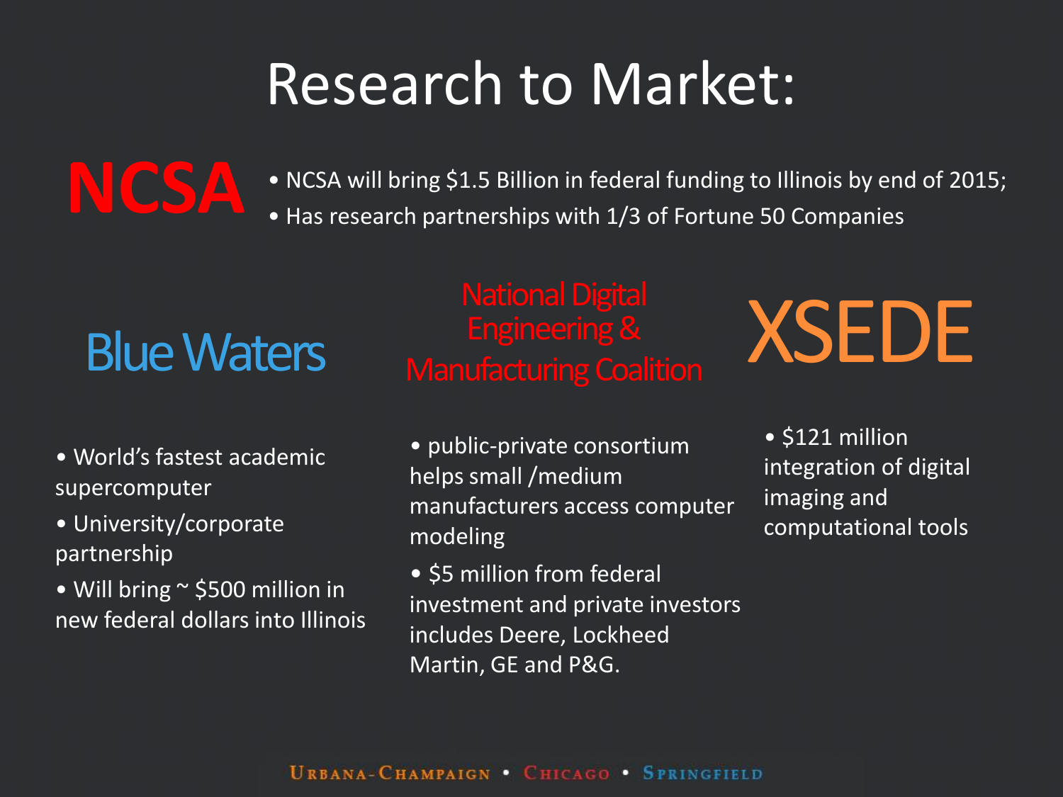# Research to Market:

## NCSA

- NCSA will bring $1.5 Billion in federal funding to Illinois by end of 2015;
- Has research partnerships with 1/3 of Fortune 50 Companies

### Blue Waters

- World's fastest academic supercomputer
- University/corporate partnership
- Will bring ~ $500 million in new federal dollars into Illinois

### National Digital Engineering & Manufacturing Coalition

- public-private consortium helps small /medium manufacturers access computer modeling
- $5 million from federal investment and private investors includes Deere, Lockheed Martin, GE and P&G.

### XSEDE

- $121 million integration of digital imaging and computational tools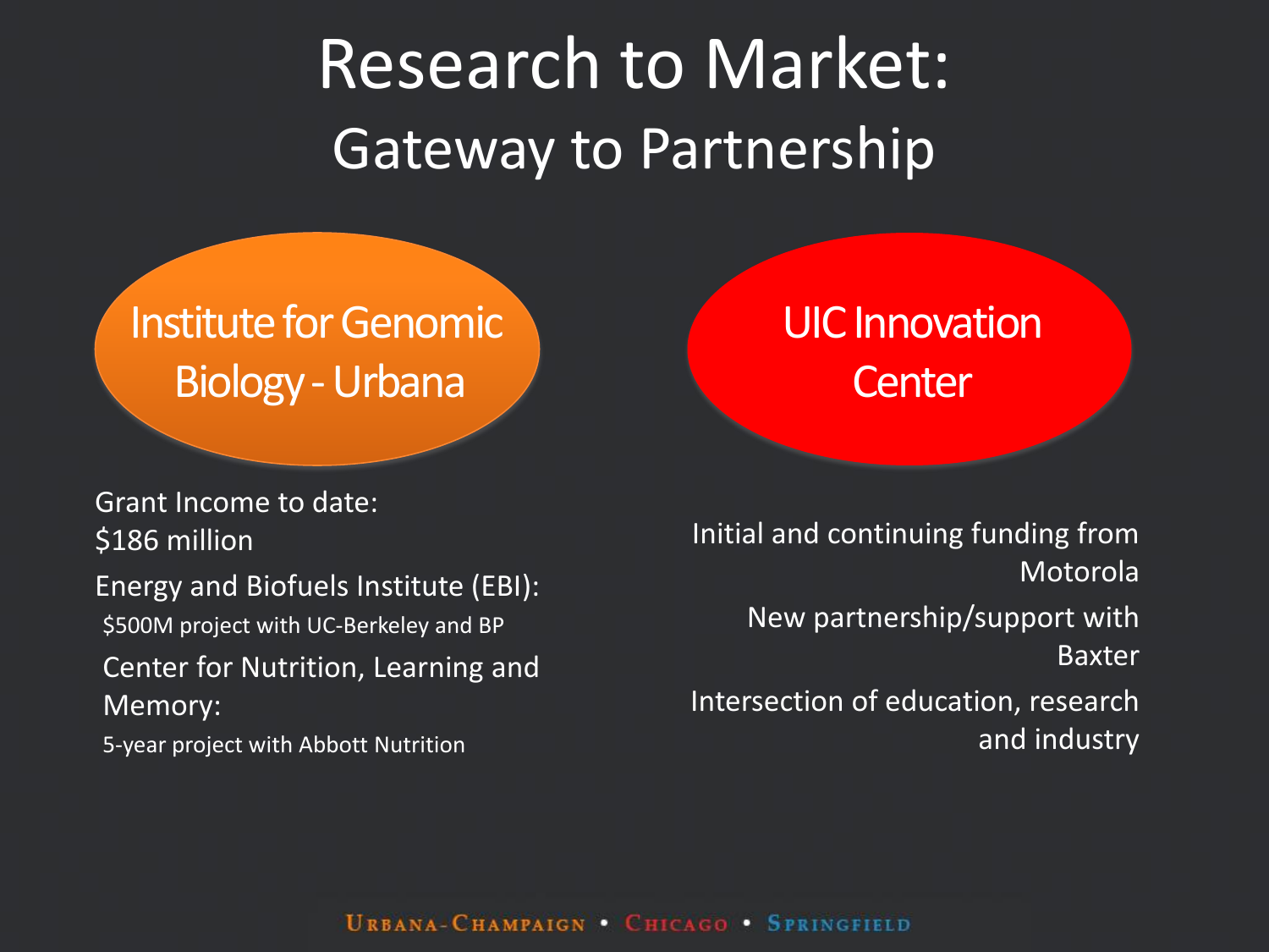# Research to Market:

## Gateway to Partnership

### Institute for Genomic Biology - Urbana

Grant Income to date: $186 million

Energy and Biofuels Institute (EBI):
- $500M project with UC-Berkeley and BP

Center for Nutrition, Learning and Memory:
- 5-year project with Abbott Nutrition

### UIC Innovation Center

Initial and continuing funding from Motorola

New partnership/support with Baxter

Intersection of education, research and industry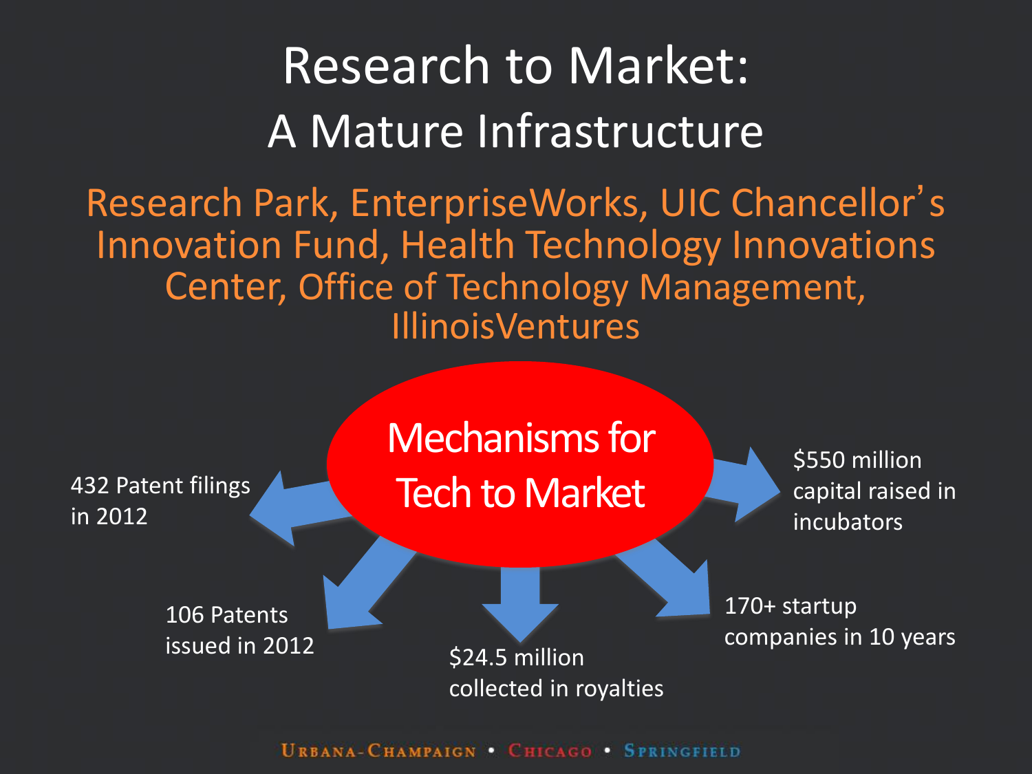# Research to Market: A Mature Infrastructure

Research Park, EnterpriseWorks, UIC Chancellor's Innovation Fund, Health Technology Innovations Center, Office of Technology Management, IllinoisVentures

**Mechanisms for Tech to Market**

- 432 Patent filings in 2012
- 106 Patents issued in 2012
- $24.5 million collected in royalties
- 170+ startup companies in 10 years
- $550 million capital raised in incubators

URBANA-CHAMPAIGN • CHICAGO • SPRINGFIELD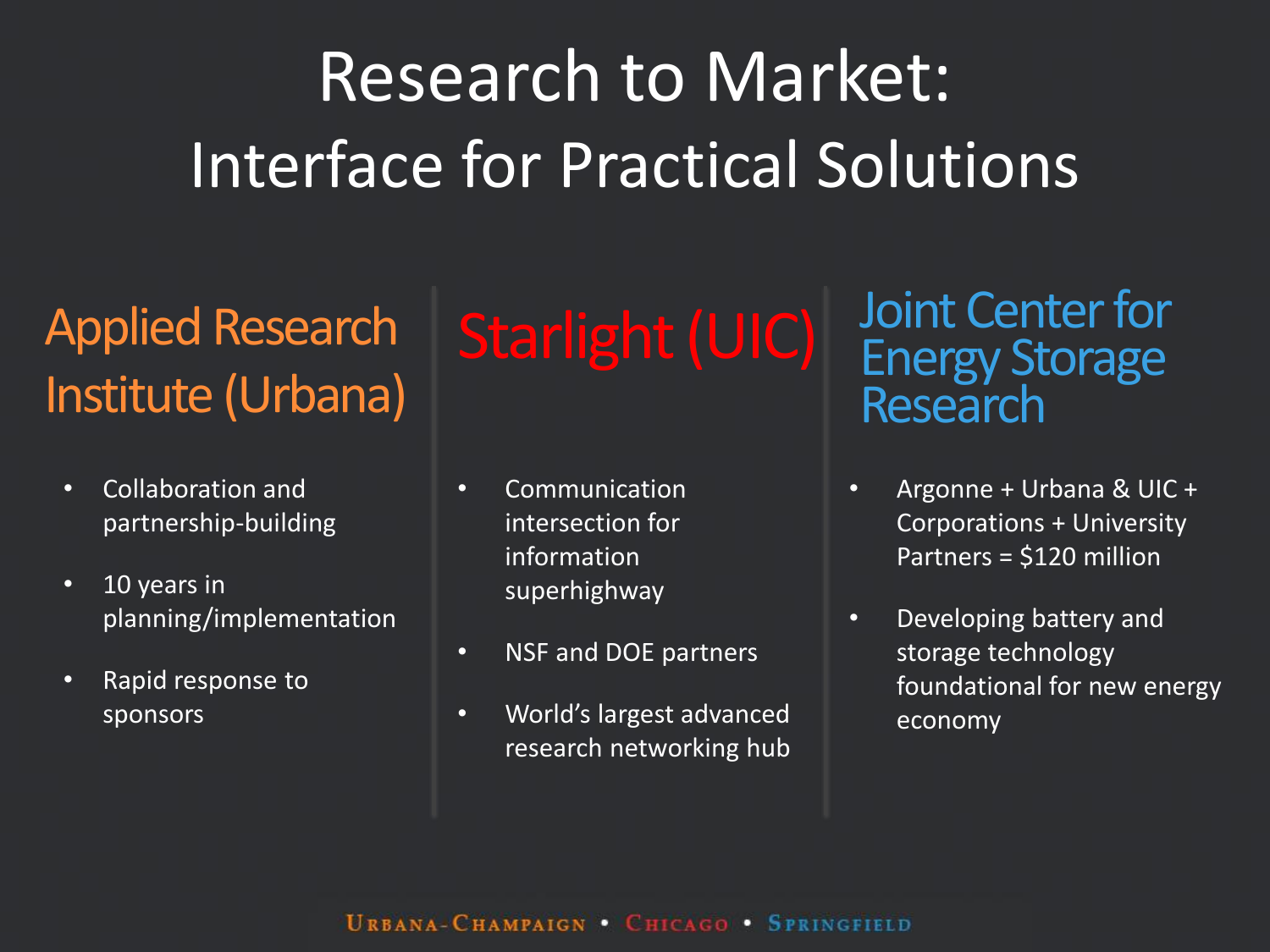# Research to Market: Interface for Practical Solutions

## Applied Research Institute (Urbana)

- Collaboration and partnership-building
- 10 years in planning/implementation
- Rapid response to sponsors

## Starlight (UIC)

- Communication intersection for information superhighway
- NSF and DOE partners
- World's largest advanced research networking hub

## Joint Center for Energy Storage Research

- Argonne + Urbana & UIC + Corporations + University Partners = $120 million
- Developing battery and storage technology foundational for new energy economy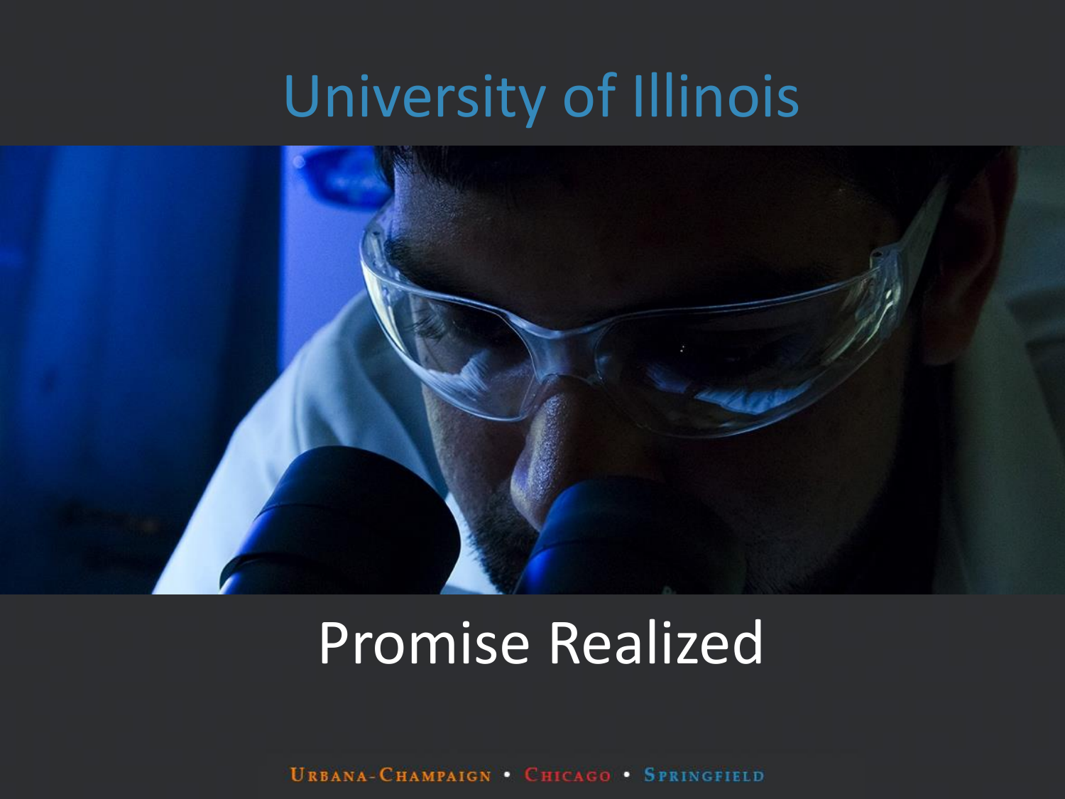# University of Illinois

Promise Realized

URBANA-CHAMPAIGN • CHICAGO • SPRINGFIELD